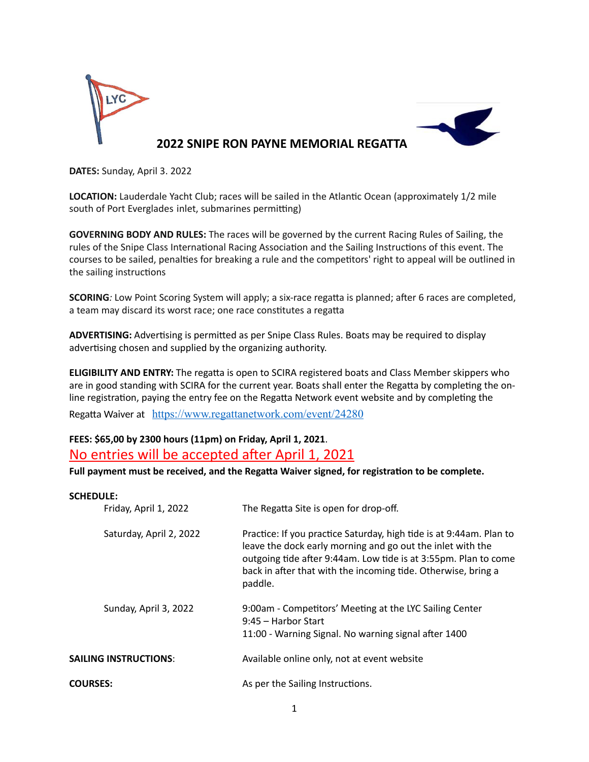# 2022 SNIPE RON PAYNE MEMORIAL REGATTA

**DATES:** Sunday, April 3. 2022

**LOCATION:** Lauderdale Yacht Club; races will be sailed in the Atlantic Ocean (approximately 1/2 mile south of Port Everglades inlet, submarines permitting)

**GOVERNING BODY AND RULES:** The races will be governed by the current Racing Rules of Sailing, the rules of the Snipe Class International Racing Association and the Sailing Instructions of this event. The courses to be sailed, penalties for breaking a rule and the competitors' right to appeal will be outlined in the sailing instructions

**SCORING***:* Low Point Scoring System will apply; a six-race regatta is planned; after 6 races are completed, a team may discard its worst race; one race constitutes a regatta

**ADVERTISING:** Advertising is permitted as per Snipe Class Rules. Boats may be required to display advertising chosen and supplied by the organizing authority.

**ELIGIBILITY AND ENTRY:** The regatta is open to SCIRA registered boats and Class Member skippers who are in good standing with SCIRA for the current year. Boats shall enter the Regatta by completing the on-line registration, paying the entry fee on the Regatta Network event website and by completing the Regatta Waiver at https://www.regattanetwork.com/event/24280

**FEES: $65,00 by 2300 hours (11pm) on Friday, April 1, 2021**.

No entries will be accepted after April 1, 2021

**Full payment must be received, and the Regatta Waiver signed, for registration to be complete.**

**SCHEDULE:**

| | |
|---|---|
| Friday, April 1, 2022 | The Regatta Site is open for drop-off. |
| Saturday, April 2, 2022 | Practice: If you practice Saturday, high tide is at 9:44am. Plan to leave the dock early morning and go out the inlet with the outgoing tide after 9:44am. Low tide is at 3:55pm. Plan to come back in after that with the incoming tide. Otherwise, bring a paddle. |
| Sunday, April 3, 2022 | 9:00am - Competitors' Meeting at the LYC Sailing Center<br>9:45 – Harbor Start<br>11:00 - Warning Signal. No warning signal after 1400 |

**SAILING INSTRUCTIONS**: Available online only, not at event website

**COURSES:** As per the Sailing Instructions.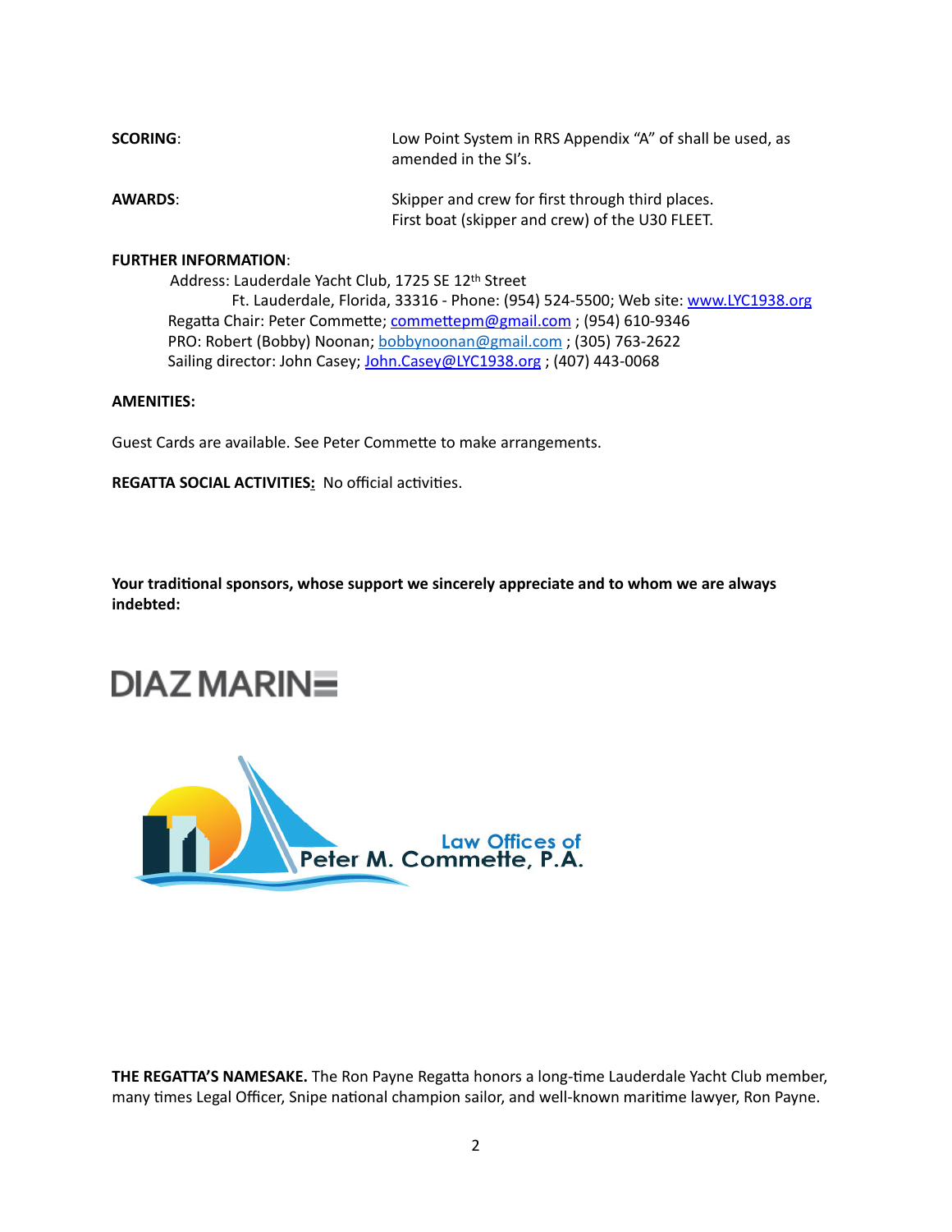**SCORING**: Low Point System in RRS Appendix "A" of shall be used, as amended in the SI's.

**AWARDS**: Skipper and crew for first through third places.
First boat (skipper and crew) of the U30 FLEET.

**FURTHER INFORMATION**:

Address: Lauderdale Yacht Club, 1725 SE 12th Street
Ft. Lauderdale, Florida, 33316 - Phone: (954) 524-5500; Web site: www.LYC1938.org
Regatta Chair: Peter Commette; commettepm@gmail.com ; (954) 610-9346
PRO: Robert (Bobby) Noonan; bobbynoonan@gmail.com ; (305) 763-2622
Sailing director: John Casey; John.Casey@LYC1938.org ; (407) 443-0068

**AMENITIES:**

Guest Cards are available. See Peter Commette to make arrangements.

**REGATTA SOCIAL ACTIVITIES:** No official activities.

**Your traditional sponsors, whose support we sincerely appreciate and to whom we are always indebted:**

DIAZ MARINE

Law Offices of
Peter M. Commette, P.A.

**THE REGATTA'S NAMESAKE.** The Ron Payne Regatta honors a long-time Lauderdale Yacht Club member, many times Legal Officer, Snipe national champion sailor, and well-known maritime lawyer, Ron Payne.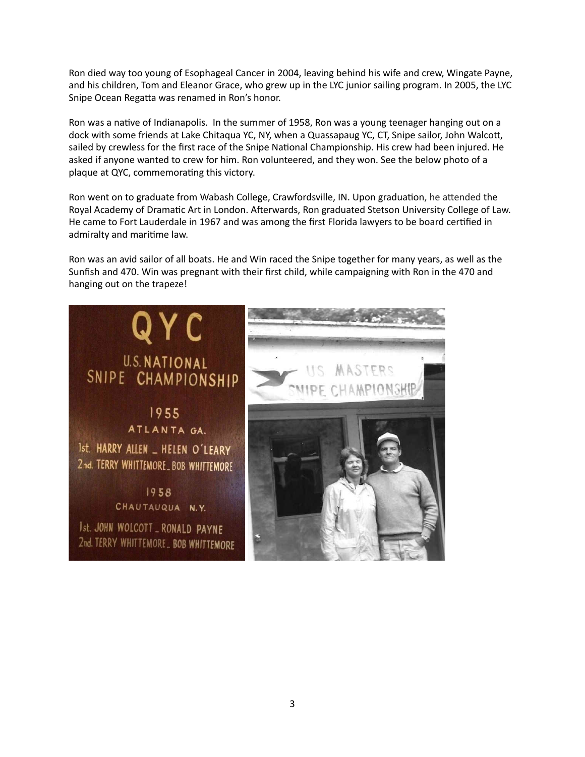Ron died way too young of Esophageal Cancer in 2004, leaving behind his wife and crew, Wingate Payne, and his children, Tom and Eleanor Grace, who grew up in the LYC junior sailing program. In 2005, the LYC Snipe Ocean Regatta was renamed in Ron's honor.

Ron was a native of Indianapolis. In the summer of 1958, Ron was a young teenager hanging out on a dock with some friends at Lake Chitaqua YC, NY, when a Quassapaug YC, CT, Snipe sailor, John Walcott, sailed by crewless for the first race of the Snipe National Championship. His crew had been injured. He asked if anyone wanted to crew for him. Ron volunteered, and they won. See the below photo of a plaque at QYC, commemorating this victory.

Ron went on to graduate from Wabash College, Crawfordsville, IN. Upon graduation, he attended the Royal Academy of Dramatic Art in London. Afterwards, Ron graduated Stetson University College of Law. He came to Fort Lauderdale in 1967 and was among the first Florida lawyers to be board certified in admiralty and maritime law.

Ron was an avid sailor of all boats. He and Win raced the Snipe together for many years, as well as the Sunfish and 470. Win was pregnant with their first child, while campaigning with Ron in the 470 and hanging out on the trapeze!

QYC

U.S. NATIONAL SNIPE CHAMPIONSHIP

1955
ATLANTA GA.
1st. HARRY ALLEN _ HELEN O'LEARY
2nd. TERRY WHITTEMORE _ BOB WHITTEMORE

1958
CHAUTAUQUA N.Y.
1st. JOHN WOLCOTT _ RONALD PAYNE
2nd. TERRY WHITTEMORE _ BOB WHITTEMORE

US MASTERS SNIPE CHAMPIONSHIP